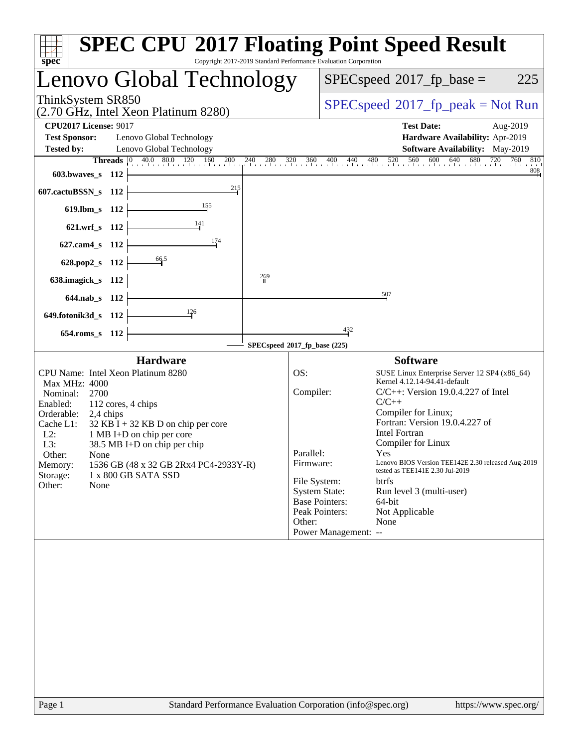# SPEC CPU 2017 Floating Point Speed Result

Copyright 2017-2019 Standard Performance Evaluation Corporation

## Lenovo Global Technology

ThinkSystem SR850
(2.70 GHz, Intel Xeon Platinum 8280)

SPECspeed 2017_fp_base = 225

SPECspeed 2017_fp_peak = Not Run

**CPU2017 License:** 9017
**Test Sponsor:** Lenovo Global Technology
**Tested by:** Lenovo Global Technology

**Test Date:** Aug-2019
**Hardware Availability:** Apr-2019
**Software Availability:** May-2019

Threads 0 40.0 80.0 120 160 200 240 280 320 360 400 440 480 520 560 600 640 680 720 760 810

603.bwaves_s 112 808
607.cactuBSSN_s 112 215
619.lbm_s 112 155
621.wrf_s 112 141
627.cam4_s 112 174
628.pop2_s 112 66.5
638.imagick_s 112 269
644.nab_s 112 507
649.fotonik3d_s 112 126
654.roms_s 112 432

SPECspeed 2017_fp_base (225)

## Hardware

| | |
|---|---|
| CPU Name: | Intel Xeon Platinum 8280 |
| Max MHz: | 4000 |
| Nominal: | 2700 |
| Enabled: | 112 cores, 4 chips |
| Orderable: | 2,4 chips |
| Cache L1: | 32 KB I + 32 KB D on chip per core |
| L2: | 1 MB I+D on chip per core |
| L3: | 38.5 MB I+D on chip per chip |
| Other: | None |
| Memory: | 1536 GB (48 x 32 GB 2Rx4 PC4-2933Y-R) |
| Storage: | 1 x 800 GB SATA SSD |
| Other: | None |

## Software

| | |
|---|---|
| OS: | SUSE Linux Enterprise Server 12 SP4 (x86_64) Kernel 4.12.14-94.41-default |
| Compiler: | C/C++: Version 19.0.4.227 of Intel C/C++ Compiler for Linux; Fortran: Version 19.0.4.227 of Intel Fortran Compiler for Linux |
| Parallel: | Yes |
| Firmware: | Lenovo BIOS Version TEE142E 2.30 released Aug-2019 tested as TEE141E 2.30 Jul-2019 |
| File System: | btrfs |
| System State: | Run level 3 (multi-user) |
| Base Pointers: | 64-bit |
| Peak Pointers: | Not Applicable |
| Other: | None |
| Power Management: | -- |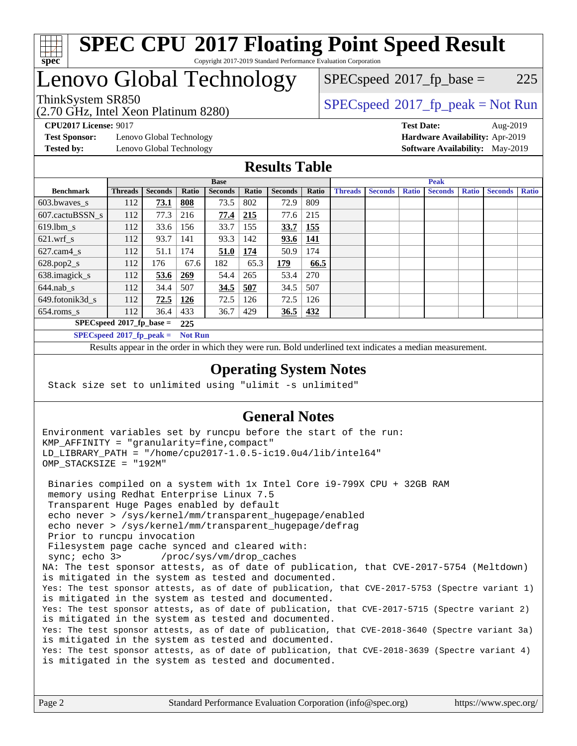# SPEC CPU 2017 Floating Point Speed Result

Copyright 2017-2019 Standard Performance Evaluation Corporation

# Lenovo Global Technology

ThinkSystem SR850
(2.70 GHz, Intel Xeon Platinum 8280)

SPECspeed 2017_fp_base = 225

SPECspeed 2017_fp_peak = Not Run

**CPU2017 License:** 9017
**Test Sponsor:** Lenovo Global Technology
**Tested by:** Lenovo Global Technology

**Test Date:** Aug-2019
**Hardware Availability:** Apr-2019
**Software Availability:** May-2019

## Results Table

| | Base | | | | | | | Peak | | | | | | |
|---|---|---|---|---|---|---|---|---|---|---|---|---|---|---|
| **Benchmark** | **Threads** | **Seconds** | **Ratio** | **Seconds** | **Ratio** | **Seconds** | **Ratio** | **Threads** | **Seconds** | **Ratio** | **Seconds** | **Ratio** | **Seconds** | **Ratio** |
| 603.bwaves_s | 112 | **73.1** | **808** | 73.5 | 802 | 72.9 | 809 | | | | | | | |
| 607.cactuBSSN_s | 112 | 77.3 | 216 | **77.4** | **215** | 77.6 | 215 | | | | | | | |
| 619.lbm_s | 112 | 33.6 | 156 | 33.7 | 155 | **33.7** | **155** | | | | | | | |
| 621.wrf_s | 112 | 93.7 | 141 | 93.3 | 142 | **93.6** | **141** | | | | | | | |
| 627.cam4_s | 112 | 51.1 | 174 | **51.0** | **174** | 50.9 | 174 | | | | | | | |
| 628.pop2_s | 112 | 176 | 67.6 | 182 | 65.3 | **179** | **66.5** | | | | | | | |
| 638.imagick_s | 112 | **53.6** | **269** | 54.4 | 265 | 53.4 | 270 | | | | | | | |
| 644.nab_s | 112 | 34.4 | 507 | **34.5** | **507** | 34.5 | 507 | | | | | | | |
| 649.fotonik3d_s | 112 | **72.5** | **126** | 72.5 | 126 | 72.5 | 126 | | | | | | | |
| 654.roms_s | 112 | 36.4 | 433 | 36.7 | 429 | **36.5** | **432** | | | | | | | |

**SPECspeed 2017_fp_base = 225**

**SPECspeed 2017_fp_peak = Not Run**

Results appear in the order in which they were run. Bold underlined text indicates a median measurement.

## Operating System Notes

```
Stack size set to unlimited using "ulimit -s unlimited"
```

## General Notes

```
Environment variables set by runcpu before the start of the run:
KMP_AFFINITY = "granularity=fine,compact"
LD_LIBRARY_PATH = "/home/cpu2017-1.0.5-ic19.0u4/lib/intel64"
OMP_STACKSIZE = "192M"

 Binaries compiled on a system with 1x Intel Core i9-799X CPU + 32GB RAM
 memory using Redhat Enterprise Linux 7.5
 Transparent Huge Pages enabled by default
 echo never > /sys/kernel/mm/transparent_hugepage/enabled
 echo never > /sys/kernel/mm/transparent_hugepage/defrag
 Prior to runcpu invocation
 Filesystem page cache synced and cleared with:
 sync; echo 3>       /proc/sys/vm/drop_caches
NA: The test sponsor attests, as of date of publication, that CVE-2017-5754 (Meltdown)
is mitigated in the system as tested and documented.
Yes: The test sponsor attests, as of date of publication, that CVE-2017-5753 (Spectre variant 1)
is mitigated in the system as tested and documented.
Yes: The test sponsor attests, as of date of publication, that CVE-2017-5715 (Spectre variant 2)
is mitigated in the system as tested and documented.
Yes: The test sponsor attests, as of date of publication, that CVE-2018-3640 (Spectre variant 3a)
is mitigated in the system as tested and documented.
Yes: The test sponsor attests, as of date of publication, that CVE-2018-3639 (Spectre variant 4)
is mitigated in the system as tested and documented.
```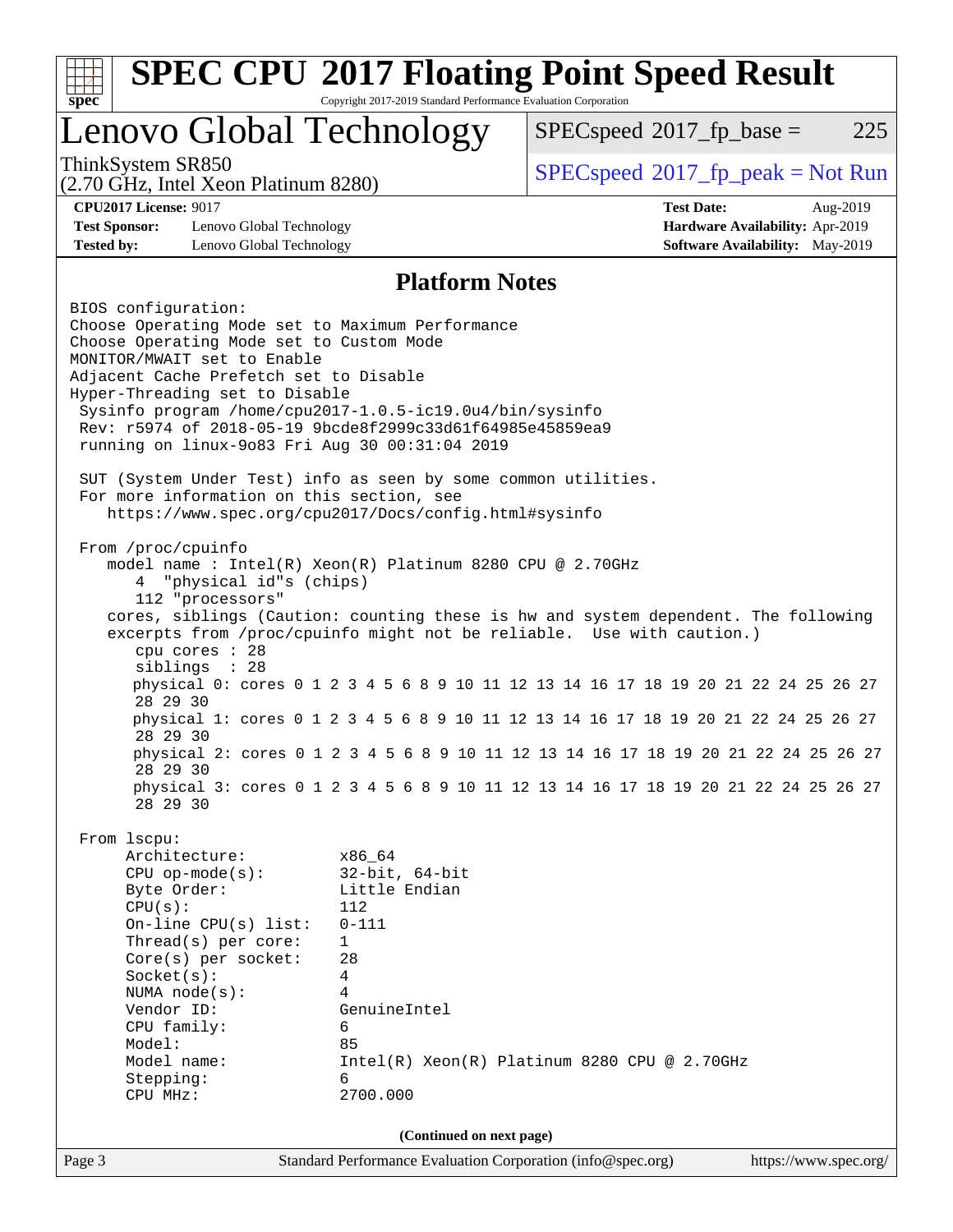# SPEC CPU 2017 Floating Point Speed Result

Copyright 2017-2019 Standard Performance Evaluation Corporation

## Lenovo Global Technology

ThinkSystem SR850
(2.70 GHz, Intel Xeon Platinum 8280)

SPECspeed 2017_fp_base = 225

SPECspeed 2017_fp_peak = Not Run

**CPU2017 License:** 9017
**Test Sponsor:** Lenovo Global Technology
**Tested by:** Lenovo Global Technology

**Test Date:** Aug-2019
**Hardware Availability:** Apr-2019
**Software Availability:** May-2019

### Platform Notes

```
BIOS configuration:
Choose Operating Mode set to Maximum Performance
Choose Operating Mode set to Custom Mode
MONITOR/MWAIT set to Enable
Adjacent Cache Prefetch set to Disable
Hyper-Threading set to Disable
 Sysinfo program /home/cpu2017-1.0.5-ic19.0u4/bin/sysinfo
 Rev: r5974 of 2018-05-19 9bcde8f2999c33d61f64985e45859ea9
 running on linux-9o83 Fri Aug 30 00:31:04 2019

 SUT (System Under Test) info as seen by some common utilities.
 For more information on this section, see
    https://www.spec.org/cpu2017/Docs/config.html#sysinfo

 From /proc/cpuinfo
    model name : Intel(R) Xeon(R) Platinum 8280 CPU @ 2.70GHz
       4  "physical id"s (chips)
       112 "processors"
    cores, siblings (Caution: counting these is hw and system dependent. The following
    excerpts from /proc/cpuinfo might not be reliable.  Use with caution.)
       cpu cores : 28
       siblings  : 28
       physical 0: cores 0 1 2 3 4 5 6 8 9 10 11 12 13 14 16 17 18 19 20 21 22 24 25 26 27
       28 29 30
       physical 1: cores 0 1 2 3 4 5 6 8 9 10 11 12 13 14 16 17 18 19 20 21 22 24 25 26 27
       28 29 30
       physical 2: cores 0 1 2 3 4 5 6 8 9 10 11 12 13 14 16 17 18 19 20 21 22 24 25 26 27
       28 29 30
       physical 3: cores 0 1 2 3 4 5 6 8 9 10 11 12 13 14 16 17 18 19 20 21 22 24 25 26 27
       28 29 30

 From lscpu:
      Architecture:          x86_64
      CPU op-mode(s):        32-bit, 64-bit
      Byte Order:            Little Endian
      CPU(s):                112
      On-line CPU(s) list:   0-111
      Thread(s) per core:    1
      Core(s) per socket:    28
      Socket(s):             4
      NUMA node(s):          4
      Vendor ID:             GenuineIntel
      CPU family:            6
      Model:                 85
      Model name:            Intel(R) Xeon(R) Platinum 8280 CPU @ 2.70GHz
      Stepping:              6
      CPU MHz:               2700.000
```

**(Continued on next page)**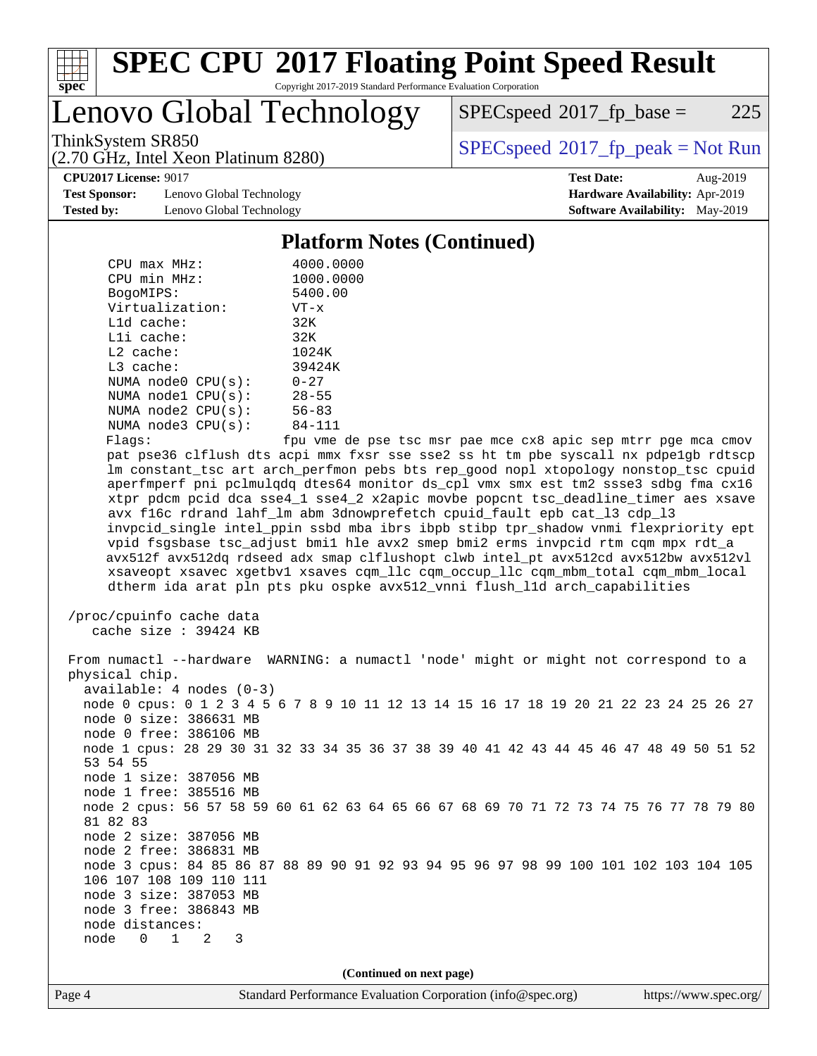# SPEC CPU 2017 Floating Point Speed Result

Copyright 2017-2019 Standard Performance Evaluation Corporation

# Lenovo Global Technology

ThinkSystem SR850
(2.70 GHz, Intel Xeon Platinum 8280)

SPECspeed 2017_fp_base = 225

SPECspeed 2017_fp_peak = Not Run

**CPU2017 License:** 9017
**Test Sponsor:** Lenovo Global Technology
**Tested by:** Lenovo Global Technology

**Test Date:** Aug-2019
**Hardware Availability:** Apr-2019
**Software Availability:** May-2019

## Platform Notes (Continued)

```
     CPU max MHz:           4000.0000
     CPU min MHz:           1000.0000
     BogoMIPS:              5400.00
     Virtualization:        VT-x
     L1d cache:             32K
     L1i cache:             32K
     L2 cache:              1024K
     L3 cache:              39424K
     NUMA node0 CPU(s):     0-27
     NUMA node1 CPU(s):     28-55
     NUMA node2 CPU(s):     56-83
     NUMA node3 CPU(s):     84-111
     Flags:                 fpu vme de pse tsc msr pae mce cx8 apic sep mtrr pge mca cmov
     pat pse36 clflush dts acpi mmx fxsr sse sse2 ss ht tm pbe syscall nx pdpe1gb rdtscp
     lm constant_tsc art arch_perfmon pebs bts rep_good nopl xtopology nonstop_tsc cpuid
     aperfmperf pni pclmulqdq dtes64 monitor ds_cpl vmx smx est tm2 ssse3 sdbg fma cx16
     xtpr pdcm pcid dca sse4_1 sse4_2 x2apic movbe popcnt tsc_deadline_timer aes xsave
     avx f16c rdrand lahf_lm abm 3dnowprefetch cpuid_fault epb cat_l3 cdp_l3
     invpcid_single intel_ppin ssbd mba ibrs ibpb stibp tpr_shadow vnmi flexpriority ept
     vpid fsgsbase tsc_adjust bmi1 hle avx2 smep bmi2 erms invpcid rtm cqm mpx rdt_a
     avx512f avx512dq rdseed adx smap clflushopt clwb intel_pt avx512cd avx512bw avx512vl
     xsaveopt xsavec xgetbv1 xsaves cqm_llc cqm_occup_llc cqm_mbm_total cqm_mbm_local
     dtherm ida arat pln pts pku ospke avx512_vnni flush_l1d arch_capabilities

 /proc/cpuinfo cache data
    cache size : 39424 KB

 From numactl --hardware  WARNING: a numactl 'node' might or might not correspond to a
 physical chip.
   available: 4 nodes (0-3)
   node 0 cpus: 0 1 2 3 4 5 6 7 8 9 10 11 12 13 14 15 16 17 18 19 20 21 22 23 24 25 26 27
   node 0 size: 386631 MB
   node 0 free: 386106 MB
   node 1 cpus: 28 29 30 31 32 33 34 35 36 37 38 39 40 41 42 43 44 45 46 47 48 49 50 51 52
   53 54 55
   node 1 size: 387056 MB
   node 1 free: 385516 MB
   node 2 cpus: 56 57 58 59 60 61 62 63 64 65 66 67 68 69 70 71 72 73 74 75 76 77 78 79 80
   81 82 83
   node 2 size: 387056 MB
   node 2 free: 386831 MB
   node 3 cpus: 84 85 86 87 88 89 90 91 92 93 94 95 96 97 98 99 100 101 102 103 104 105
   106 107 108 109 110 111
   node 3 size: 387053 MB
   node 3 free: 386843 MB
   node distances:
   node   0   1   2   3
```

**(Continued on next page)**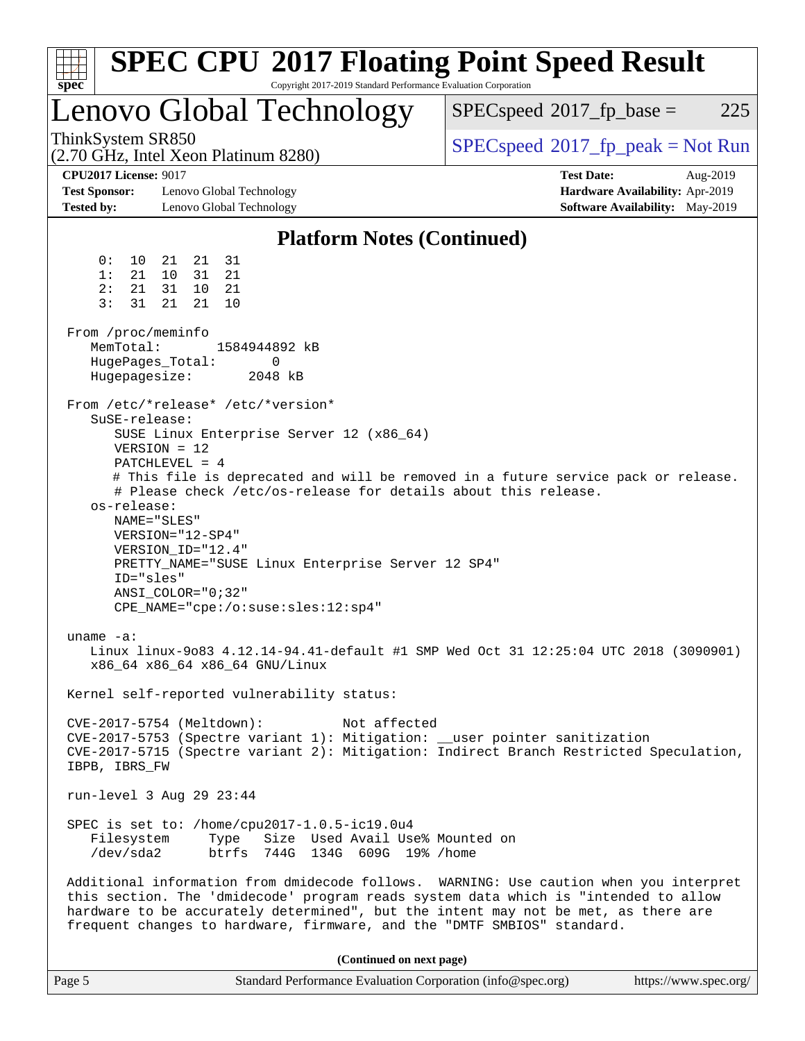## Platform Notes (Continued)

```
     0:  10  21  21  31
     1:  21  10  31  21
     2:  21  31  10  21
     3:  31  21  21  10

 From /proc/meminfo
    MemTotal:       1584944892 kB
    HugePages_Total:       0
    Hugepagesize:       2048 kB

 From /etc/*release* /etc/*version*
    SuSE-release:
       SUSE Linux Enterprise Server 12 (x86_64)
       VERSION = 12
       PATCHLEVEL = 4
       # This file is deprecated and will be removed in a future service pack or release.
       # Please check /etc/os-release for details about this release.
    os-release:
       NAME="SLES"
       VERSION="12-SP4"
       VERSION_ID="12.4"
       PRETTY_NAME="SUSE Linux Enterprise Server 12 SP4"
       ID="sles"
       ANSI_COLOR="0;32"
       CPE_NAME="cpe:/o:suse:sles:12:sp4"

 uname -a:
    Linux linux-9o83 4.12.14-94.41-default #1 SMP Wed Oct 31 12:25:04 UTC 2018 (3090901)
    x86_64 x86_64 x86_64 GNU/Linux

 Kernel self-reported vulnerability status:

 CVE-2017-5754 (Meltdown):          Not affected
 CVE-2017-5753 (Spectre variant 1): Mitigation: __user pointer sanitization
 CVE-2017-5715 (Spectre variant 2): Mitigation: Indirect Branch Restricted Speculation,
 IBPB, IBRS_FW

 run-level 3 Aug 29 23:44

 SPEC is set to: /home/cpu2017-1.0.5-ic19.0u4
    Filesystem     Type   Size  Used Avail Use% Mounted on
    /dev/sda2      btrfs  744G  134G  609G  19% /home

 Additional information from dmidecode follows.  WARNING: Use caution when you interpret
 this section. The 'dmidecode' program reads system data which is "intended to allow
 hardware to be accurately determined", but the intent may not be met, as there are
 frequent changes to hardware, firmware, and the "DMTF SMBIOS" standard.
```

(Continued on next page)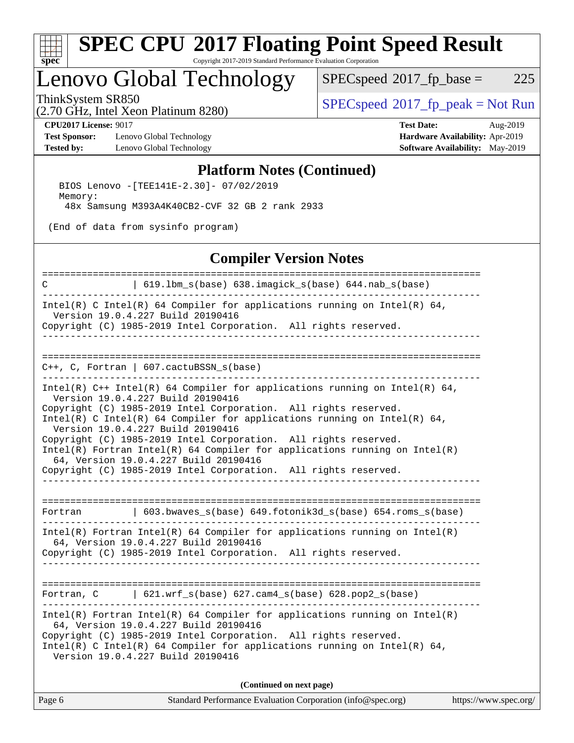## Platform Notes (Continued)

```
   BIOS Lenovo -[TEE141E-2.30]- 07/02/2019
   Memory:
    48x Samsung M393A4K40CB2-CVF 32 GB 2 rank 2933

 (End of data from sysinfo program)
```

## Compiler Version Notes

```
==============================================================================
C               | 619.lbm_s(base) 638.imagick_s(base) 644.nab_s(base)
------------------------------------------------------------------------------
Intel(R) C Intel(R) 64 Compiler for applications running on Intel(R) 64,
  Version 19.0.4.227 Build 20190416
Copyright (C) 1985-2019 Intel Corporation.  All rights reserved.
------------------------------------------------------------------------------

==============================================================================
C++, C, Fortran | 607.cactuBSSN_s(base)
------------------------------------------------------------------------------
Intel(R) C++ Intel(R) 64 Compiler for applications running on Intel(R) 64,
  Version 19.0.4.227 Build 20190416
Copyright (C) 1985-2019 Intel Corporation.  All rights reserved.
Intel(R) C Intel(R) 64 Compiler for applications running on Intel(R) 64,
  Version 19.0.4.227 Build 20190416
Copyright (C) 1985-2019 Intel Corporation.  All rights reserved.
Intel(R) Fortran Intel(R) 64 Compiler for applications running on Intel(R)
  64, Version 19.0.4.227 Build 20190416
Copyright (C) 1985-2019 Intel Corporation.  All rights reserved.
------------------------------------------------------------------------------

==============================================================================
Fortran         | 603.bwaves_s(base) 649.fotonik3d_s(base) 654.roms_s(base)
------------------------------------------------------------------------------
Intel(R) Fortran Intel(R) 64 Compiler for applications running on Intel(R)
  64, Version 19.0.4.227 Build 20190416
Copyright (C) 1985-2019 Intel Corporation.  All rights reserved.
------------------------------------------------------------------------------

==============================================================================
Fortran, C      | 621.wrf_s(base) 627.cam4_s(base) 628.pop2_s(base)
------------------------------------------------------------------------------
Intel(R) Fortran Intel(R) 64 Compiler for applications running on Intel(R)
  64, Version 19.0.4.227 Build 20190416
Copyright (C) 1985-2019 Intel Corporation.  All rights reserved.
Intel(R) C Intel(R) 64 Compiler for applications running on Intel(R) 64,
  Version 19.0.4.227 Build 20190416
```

**(Continued on next page)**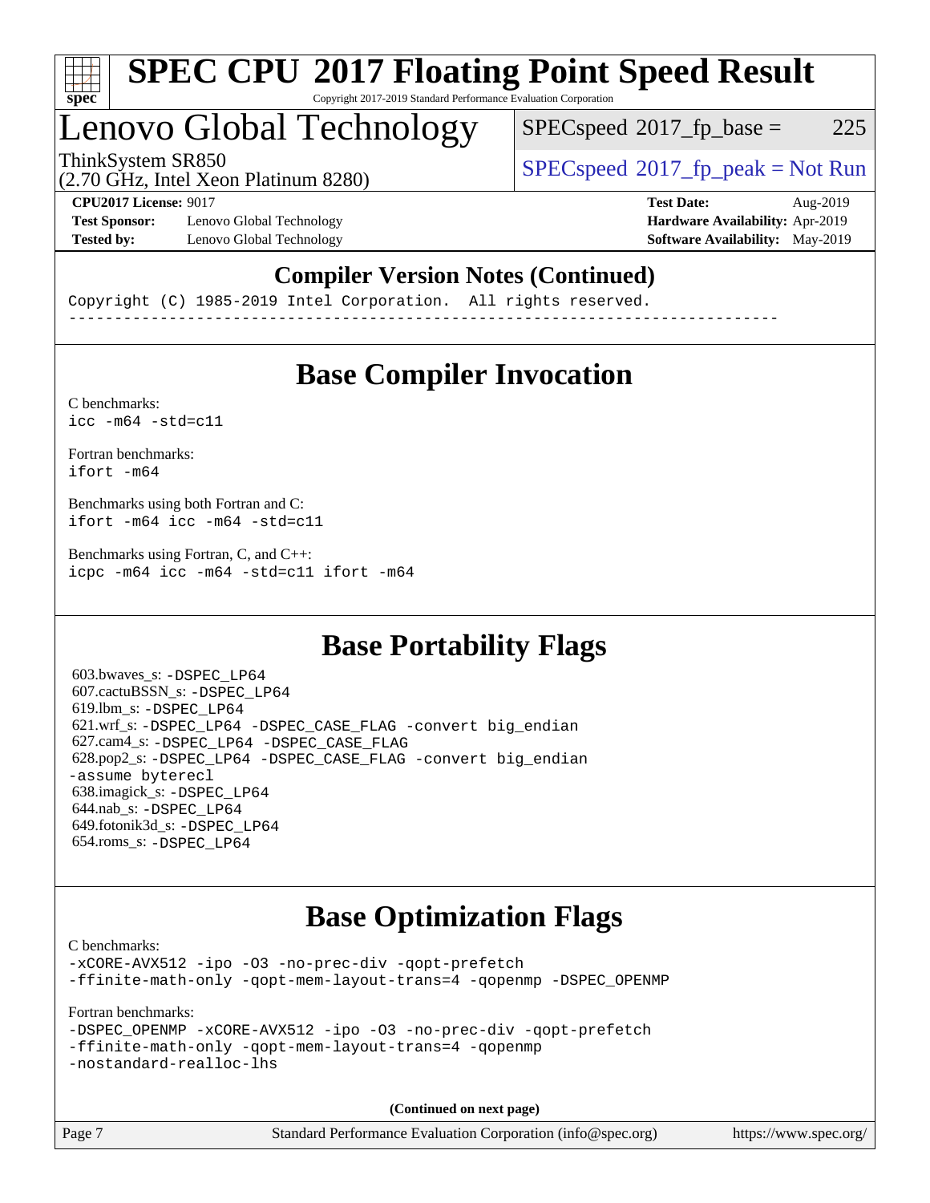## Compiler Version Notes (Continued)

```
Copyright (C) 1985-2019 Intel Corporation.  All rights reserved.
------------------------------------------------------------------------------
```

## Base Compiler Invocation

C benchmarks:
```
icc -m64 -std=c11
```

Fortran benchmarks:
```
ifort -m64
```

Benchmarks using both Fortran and C:
```
ifort -m64 icc -m64 -std=c11
```

Benchmarks using Fortran, C, and C++:
```
icpc -m64 icc -m64 -std=c11 ifort -m64
```

## Base Portability Flags

603.bwaves_s: -DSPEC_LP64
607.cactuBSSN_s: -DSPEC_LP64
619.lbm_s: -DSPEC_LP64
621.wrf_s: -DSPEC_LP64 -DSPEC_CASE_FLAG -convert big_endian
627.cam4_s: -DSPEC_LP64 -DSPEC_CASE_FLAG
628.pop2_s: -DSPEC_LP64 -DSPEC_CASE_FLAG -convert big_endian -assume byterecl
638.imagick_s: -DSPEC_LP64
644.nab_s: -DSPEC_LP64
649.fotonik3d_s: -DSPEC_LP64
654.roms_s: -DSPEC_LP64

## Base Optimization Flags

C benchmarks:
```
-xCORE-AVX512 -ipo -O3 -no-prec-div -qopt-prefetch
-ffinite-math-only -qopt-mem-layout-trans=4 -qopenmp -DSPEC_OPENMP
```

Fortran benchmarks:
```
-DSPEC_OPENMP -xCORE-AVX512 -ipo -O3 -no-prec-div -qopt-prefetch
-ffinite-math-only -qopt-mem-layout-trans=4 -qopenmp
-nostandard-realloc-lhs
```

**(Continued on next page)**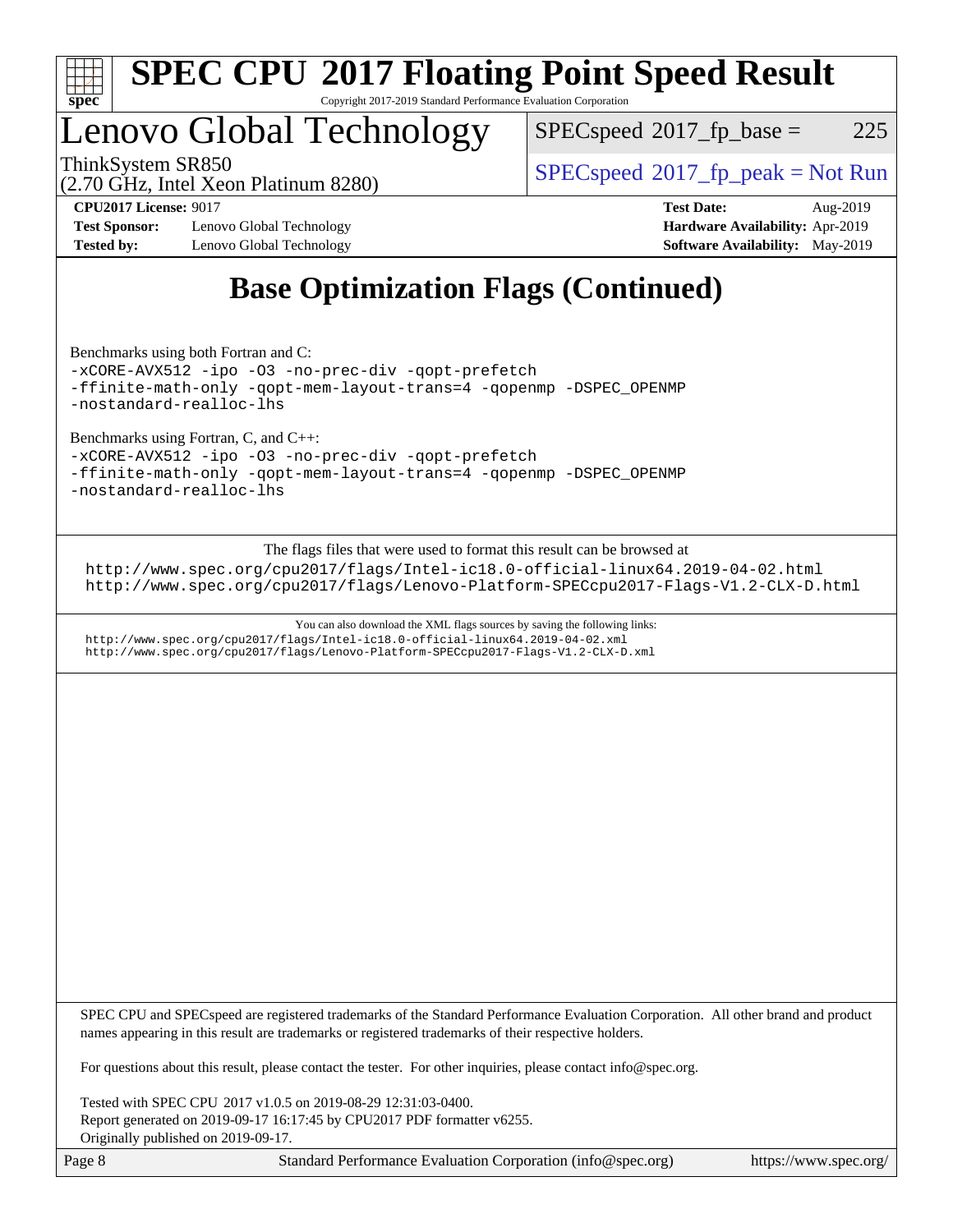# Base Optimization Flags (Continued)

Benchmarks using both Fortran and C:

```
-xCORE-AVX512 -ipo -O3 -no-prec-div -qopt-prefetch
-ffinite-math-only -qopt-mem-layout-trans=4 -qopenmp -DSPEC_OPENMP
-nostandard-realloc-lhs
```

Benchmarks using Fortran, C, and C++:

```
-xCORE-AVX512 -ipo -O3 -no-prec-div -qopt-prefetch
-ffinite-math-only -qopt-mem-layout-trans=4 -qopenmp -DSPEC_OPENMP
-nostandard-realloc-lhs
```

The flags files that were used to format this result can be browsed at

http://www.spec.org/cpu2017/flags/Intel-ic18.0-official-linux64.2019-04-02.html
http://www.spec.org/cpu2017/flags/Lenovo-Platform-SPECcpu2017-Flags-V1.2-CLX-D.html

You can also download the XML flags sources by saving the following links:

http://www.spec.org/cpu2017/flags/Intel-ic18.0-official-linux64.2019-04-02.xml
http://www.spec.org/cpu2017/flags/Lenovo-Platform-SPECcpu2017-Flags-V1.2-CLX-D.xml

SPEC CPU and SPECspeed are registered trademarks of the Standard Performance Evaluation Corporation. All other brand and product names appearing in this result are trademarks or registered trademarks of their respective holders.

For questions about this result, please contact the tester. For other inquiries, please contact info@spec.org.

Tested with SPEC CPU 2017 v1.0.5 on 2019-08-29 12:31:03-0400.
Report generated on 2019-09-17 16:17:45 by CPU2017 PDF formatter v6255.
Originally published on 2019-09-17.